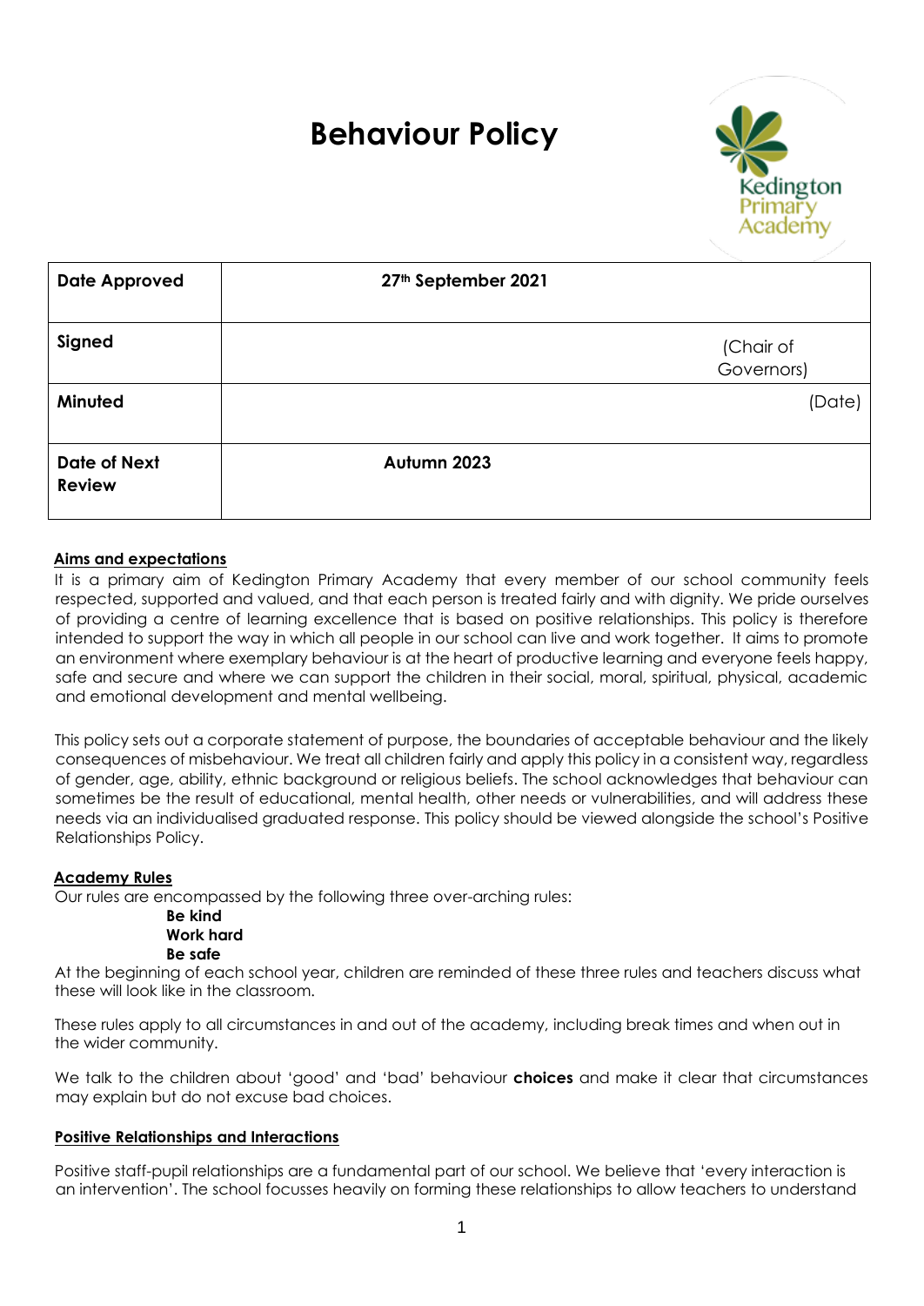# Behaviour Policy

| Date Approved | 27th September 2021 |
|---|---|
| Signed | (Chair of Governors) |
| Minuted | (Date) |
| Date of Next Review | Autumn 2023 |

## Aims and expectations

It is a primary aim of Kedington Primary Academy that every member of our school community feels respected, supported and valued, and that each person is treated fairly and with dignity. We pride ourselves of providing a centre of learning excellence that is based on positive relationships. This policy is therefore intended to support the way in which all people in our school can live and work together. It aims to promote an environment where exemplary behaviour is at the heart of productive learning and everyone feels happy, safe and secure and where we can support the children in their social, moral, spiritual, physical, academic and emotional development and mental wellbeing.

This policy sets out a corporate statement of purpose, the boundaries of acceptable behaviour and the likely consequences of misbehaviour. We treat all children fairly and apply this policy in a consistent way, regardless of gender, age, ability, ethnic background or religious beliefs. The school acknowledges that behaviour can sometimes be the result of educational, mental health, other needs or vulnerabilities, and will address these needs via an individualised graduated response. This policy should be viewed alongside the school's Positive Relationships Policy.

## Academy Rules

Our rules are encompassed by the following three over-arching rules:

**Be kind**
**Work hard**
**Be safe**

At the beginning of each school year, children are reminded of these three rules and teachers discuss what these will look like in the classroom.

These rules apply to all circumstances in and out of the academy, including break times and when out in the wider community.

We talk to the children about 'good' and 'bad' behaviour **choices** and make it clear that circumstances may explain but do not excuse bad choices.

## Positive Relationships and Interactions

Positive staff-pupil relationships are a fundamental part of our school. We believe that 'every interaction is an intervention'. The school focusses heavily on forming these relationships to allow teachers to understand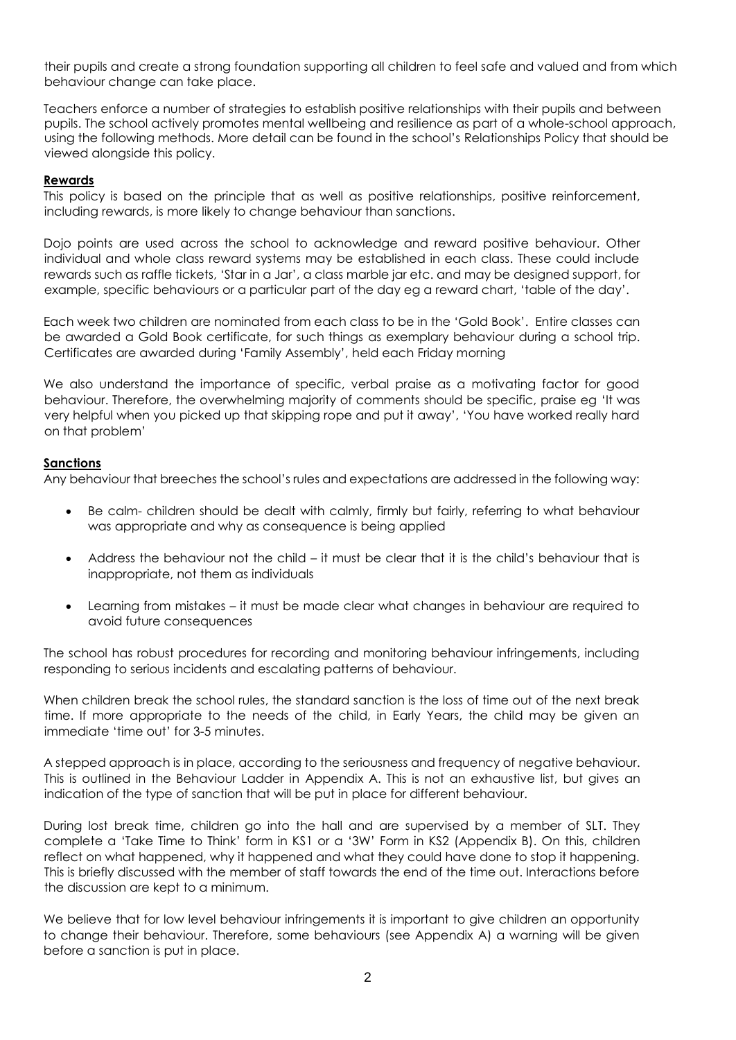their pupils and create a strong foundation supporting all children to feel safe and valued and from which behaviour change can take place.

Teachers enforce a number of strategies to establish positive relationships with their pupils and between pupils. The school actively promotes mental wellbeing and resilience as part of a whole-school approach, using the following methods. More detail can be found in the school's Relationships Policy that should be viewed alongside this policy.

**Rewards**

This policy is based on the principle that as well as positive relationships, positive reinforcement, including rewards, is more likely to change behaviour than sanctions.

Dojo points are used across the school to acknowledge and reward positive behaviour. Other individual and whole class reward systems may be established in each class. These could include rewards such as raffle tickets, 'Star in a Jar', a class marble jar etc. and may be designed support, for example, specific behaviours or a particular part of the day eg a reward chart, 'table of the day'.

Each week two children are nominated from each class to be in the 'Gold Book'. Entire classes can be awarded a Gold Book certificate, for such things as exemplary behaviour during a school trip. Certificates are awarded during 'Family Assembly', held each Friday morning

We also understand the importance of specific, verbal praise as a motivating factor for good behaviour. Therefore, the overwhelming majority of comments should be specific, praise eg 'It was very helpful when you picked up that skipping rope and put it away', 'You have worked really hard on that problem'

**Sanctions**

Any behaviour that breeches the school's rules and expectations are addressed in the following way:

- Be calm- children should be dealt with calmly, firmly but fairly, referring to what behaviour was appropriate and why as consequence is being applied
- Address the behaviour not the child – it must be clear that it is the child's behaviour that is inappropriate, not them as individuals
- Learning from mistakes – it must be made clear what changes in behaviour are required to avoid future consequences

The school has robust procedures for recording and monitoring behaviour infringements, including responding to serious incidents and escalating patterns of behaviour.

When children break the school rules, the standard sanction is the loss of time out of the next break time. If more appropriate to the needs of the child, in Early Years, the child may be given an immediate 'time out' for 3-5 minutes.

A stepped approach is in place, according to the seriousness and frequency of negative behaviour. This is outlined in the Behaviour Ladder in Appendix A. This is not an exhaustive list, but gives an indication of the type of sanction that will be put in place for different behaviour.

During lost break time, children go into the hall and are supervised by a member of SLT. They complete a 'Take Time to Think' form in KS1 or a '3W' Form in KS2 (Appendix B). On this, children reflect on what happened, why it happened and what they could have done to stop it happening. This is briefly discussed with the member of staff towards the end of the time out. Interactions before the discussion are kept to a minimum.

We believe that for low level behaviour infringements it is important to give children an opportunity to change their behaviour. Therefore, some behaviours (see Appendix A) a warning will be given before a sanction is put in place.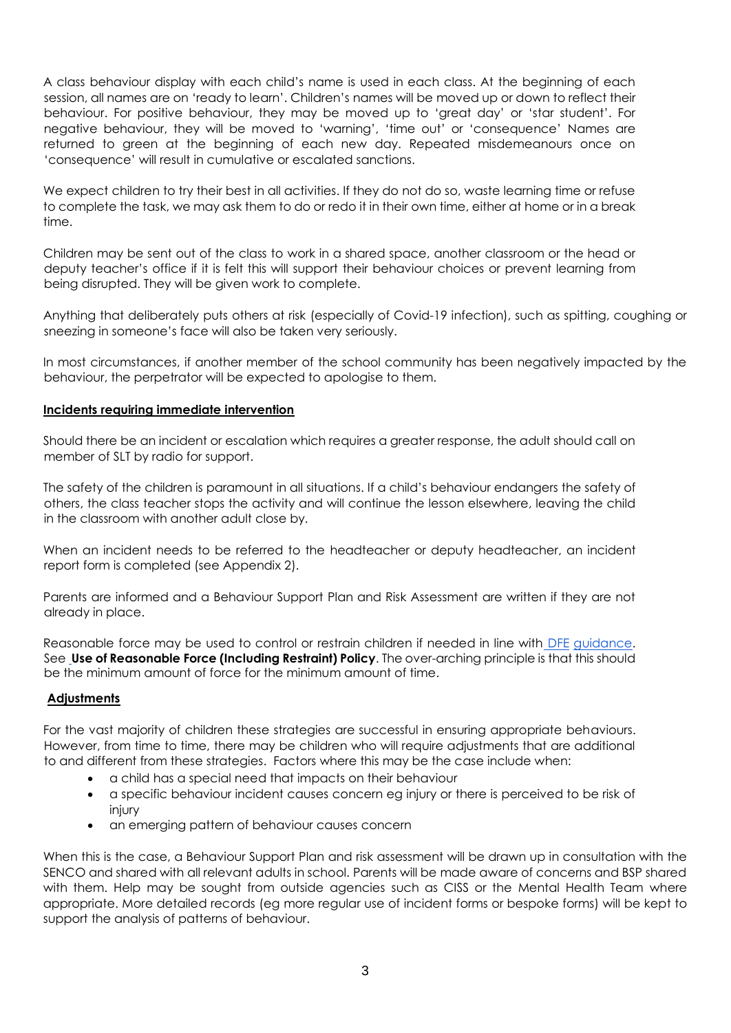A class behaviour display with each child's name is used in each class. At the beginning of each session, all names are on 'ready to learn'. Children's names will be moved up or down to reflect their behaviour. For positive behaviour, they may be moved up to 'great day' or 'star student'. For negative behaviour, they will be moved to 'warning', 'time out' or 'consequence' Names are returned to green at the beginning of each new day. Repeated misdemeanours once on 'consequence' will result in cumulative or escalated sanctions.

We expect children to try their best in all activities. If they do not do so, waste learning time or refuse to complete the task, we may ask them to do or redo it in their own time, either at home or in a break time.

Children may be sent out of the class to work in a shared space, another classroom or the head or deputy teacher's office if it is felt this will support their behaviour choices or prevent learning from being disrupted. They will be given work to complete.

Anything that deliberately puts others at risk (especially of Covid-19 infection), such as spitting, coughing or sneezing in someone's face will also be taken very seriously.

In most circumstances, if another member of the school community has been negatively impacted by the behaviour, the perpetrator will be expected to apologise to them.

**Incidents requiring immediate intervention**

Should there be an incident or escalation which requires a greater response, the adult should call on member of SLT by radio for support.

The safety of the children is paramount in all situations. If a child's behaviour endangers the safety of others, the class teacher stops the activity and will continue the lesson elsewhere, leaving the child in the classroom with another adult close by.

When an incident needs to be referred to the headteacher or deputy headteacher, an incident report form is completed (see Appendix 2).

Parents are informed and a Behaviour Support Plan and Risk Assessment are written if they are not already in place.

Reasonable force may be used to control or restrain children if needed in line with DFE guidance. See **Use of Reasonable Force (Including Restraint) Policy**. The over-arching principle is that this should be the minimum amount of force for the minimum amount of time.

**Adjustments**

For the vast majority of children these strategies are successful in ensuring appropriate behaviours. However, from time to time, there may be children who will require adjustments that are additional to and different from these strategies. Factors where this may be the case include when:

- a child has a special need that impacts on their behaviour
- a specific behaviour incident causes concern eg injury or there is perceived to be risk of injury
- an emerging pattern of behaviour causes concern

When this is the case, a Behaviour Support Plan and risk assessment will be drawn up in consultation with the SENCO and shared with all relevant adults in school. Parents will be made aware of concerns and BSP shared with them. Help may be sought from outside agencies such as CISS or the Mental Health Team where appropriate. More detailed records (eg more regular use of incident forms or bespoke forms) will be kept to support the analysis of patterns of behaviour.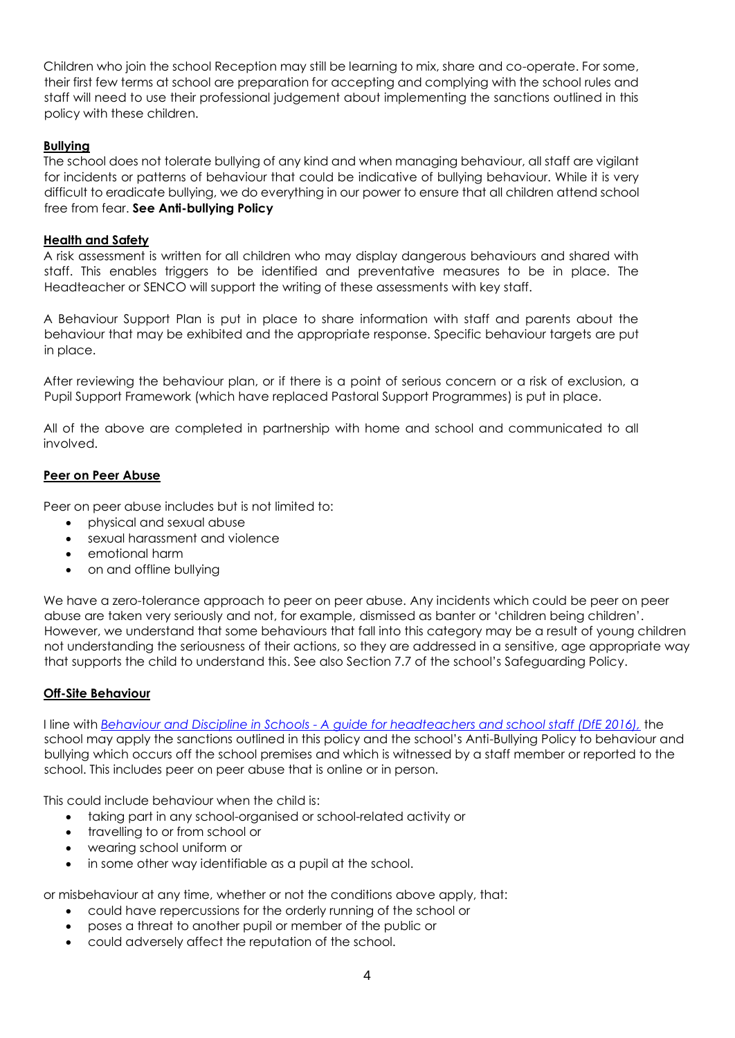Children who join the school Reception may still be learning to mix, share and co-operate. For some, their first few terms at school are preparation for accepting and complying with the school rules and staff will need to use their professional judgement about implementing the sanctions outlined in this policy with these children.

**Bullying**

The school does not tolerate bullying of any kind and when managing behaviour, all staff are vigilant for incidents or patterns of behaviour that could be indicative of bullying behaviour. While it is very difficult to eradicate bullying, we do everything in our power to ensure that all children attend school free from fear. **See Anti-bullying Policy**

**Health and Safety**

A risk assessment is written for all children who may display dangerous behaviours and shared with staff. This enables triggers to be identified and preventative measures to be in place. The Headteacher or SENCO will support the writing of these assessments with key staff.

A Behaviour Support Plan is put in place to share information with staff and parents about the behaviour that may be exhibited and the appropriate response. Specific behaviour targets are put in place.

After reviewing the behaviour plan, or if there is a point of serious concern or a risk of exclusion, a Pupil Support Framework (which have replaced Pastoral Support Programmes) is put in place.

All of the above are completed in partnership with home and school and communicated to all involved.

**Peer on Peer Abuse**

Peer on peer abuse includes but is not limited to:

- physical and sexual abuse
- sexual harassment and violence
- emotional harm
- on and offline bullying

We have a zero-tolerance approach to peer on peer abuse. Any incidents which could be peer on peer abuse are taken very seriously and not, for example, dismissed as banter or 'children being children'. However, we understand that some behaviours that fall into this category may be a result of young children not understanding the seriousness of their actions, so they are addressed in a sensitive, age appropriate way that supports the child to understand this. See also Section 7.7 of the school's Safeguarding Policy.

**Off-Site Behaviour**

I line with *Behaviour and Discipline in Schools - A guide for headteachers and school staff (DfE 2016),* the school may apply the sanctions outlined in this policy and the school's Anti-Bullying Policy to behaviour and bullying which occurs off the school premises and which is witnessed by a staff member or reported to the school. This includes peer on peer abuse that is online or in person.

This could include behaviour when the child is:

- taking part in any school-organised or school-related activity or
- travelling to or from school or
- wearing school uniform or
- in some other way identifiable as a pupil at the school.

or misbehaviour at any time, whether or not the conditions above apply, that:

- could have repercussions for the orderly running of the school or
- poses a threat to another pupil or member of the public or
- could adversely affect the reputation of the school.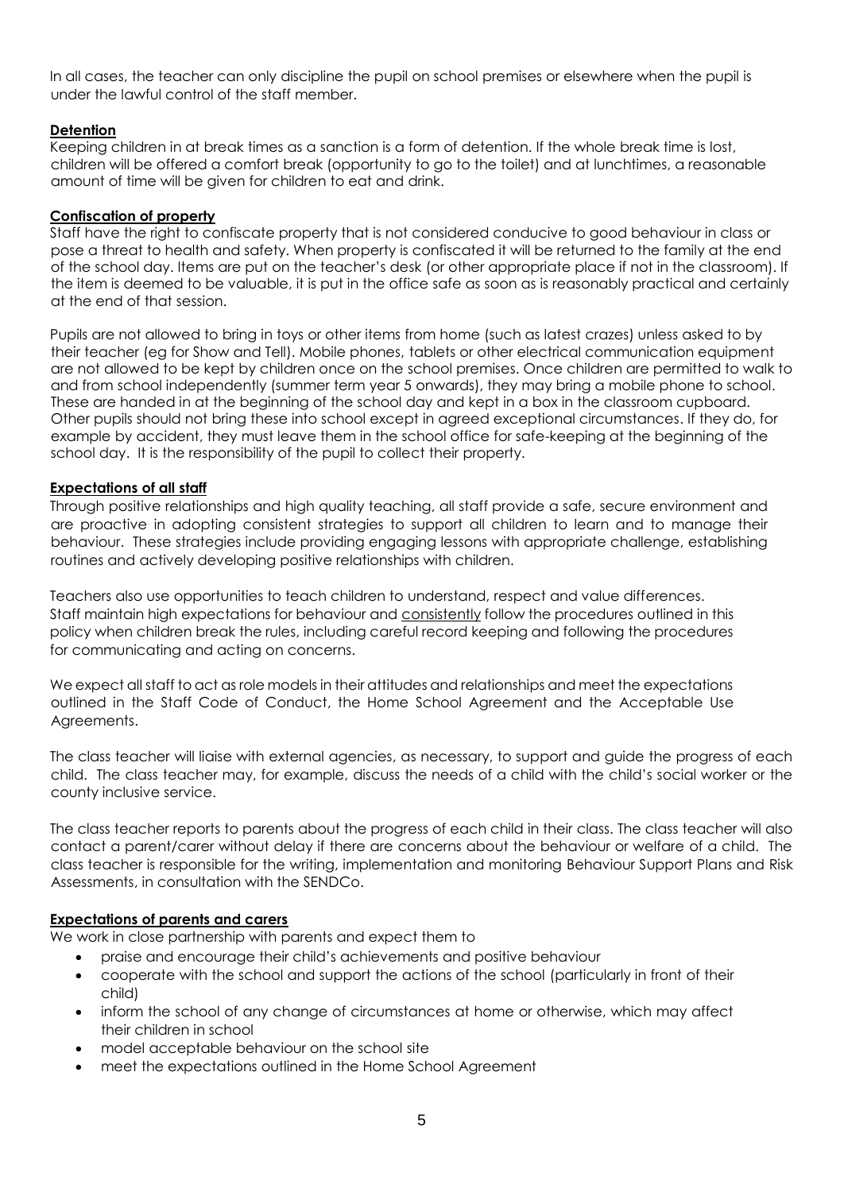In all cases, the teacher can only discipline the pupil on school premises or elsewhere when the pupil is under the lawful control of the staff member.

**Detention**

Keeping children in at break times as a sanction is a form of detention. If the whole break time is lost, children will be offered a comfort break (opportunity to go to the toilet) and at lunchtimes, a reasonable amount of time will be given for children to eat and drink.

**Confiscation of property**

Staff have the right to confiscate property that is not considered conducive to good behaviour in class or pose a threat to health and safety. When property is confiscated it will be returned to the family at the end of the school day. Items are put on the teacher's desk (or other appropriate place if not in the classroom). If the item is deemed to be valuable, it is put in the office safe as soon as is reasonably practical and certainly at the end of that session.

Pupils are not allowed to bring in toys or other items from home (such as latest crazes) unless asked to by their teacher (eg for Show and Tell). Mobile phones, tablets or other electrical communication equipment are not allowed to be kept by children once on the school premises. Once children are permitted to walk to and from school independently (summer term year 5 onwards), they may bring a mobile phone to school. These are handed in at the beginning of the school day and kept in a box in the classroom cupboard. Other pupils should not bring these into school except in agreed exceptional circumstances. If they do, for example by accident, they must leave them in the school office for safe-keeping at the beginning of the school day. It is the responsibility of the pupil to collect their property.

**Expectations of all staff**

Through positive relationships and high quality teaching, all staff provide a safe, secure environment and are proactive in adopting consistent strategies to support all children to learn and to manage their behaviour. These strategies include providing engaging lessons with appropriate challenge, establishing routines and actively developing positive relationships with children.

Teachers also use opportunities to teach children to understand, respect and value differences. Staff maintain high expectations for behaviour and consistently follow the procedures outlined in this policy when children break the rules, including careful record keeping and following the procedures for communicating and acting on concerns.

We expect all staff to act as role models in their attitudes and relationships and meet the expectations outlined in the Staff Code of Conduct, the Home School Agreement and the Acceptable Use Agreements.

The class teacher will liaise with external agencies, as necessary, to support and guide the progress of each child. The class teacher may, for example, discuss the needs of a child with the child's social worker or the county inclusive service.

The class teacher reports to parents about the progress of each child in their class. The class teacher will also contact a parent/carer without delay if there are concerns about the behaviour or welfare of a child. The class teacher is responsible for the writing, implementation and monitoring Behaviour Support Plans and Risk Assessments, in consultation with the SENDCo.

**Expectations of parents and carers**

We work in close partnership with parents and expect them to

- praise and encourage their child's achievements and positive behaviour
- cooperate with the school and support the actions of the school (particularly in front of their child)
- inform the school of any change of circumstances at home or otherwise, which may affect their children in school
- model acceptable behaviour on the school site
- meet the expectations outlined in the Home School Agreement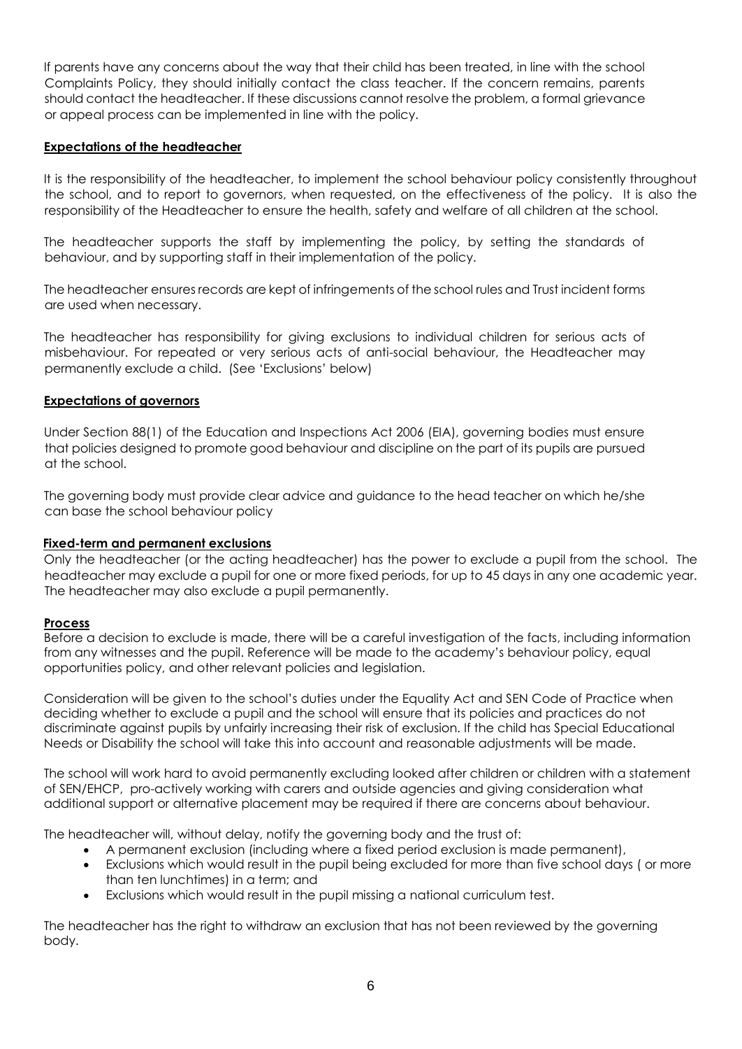If parents have any concerns about the way that their child has been treated, in line with the school Complaints Policy, they should initially contact the class teacher. If the concern remains, parents should contact the headteacher. If these discussions cannot resolve the problem, a formal grievance or appeal process can be implemented in line with the policy.

## Expectations of the headteacher

It is the responsibility of the headteacher, to implement the school behaviour policy consistently throughout the school, and to report to governors, when requested, on the effectiveness of the policy. It is also the responsibility of the Headteacher to ensure the health, safety and welfare of all children at the school.

The headteacher supports the staff by implementing the policy, by setting the standards of behaviour, and by supporting staff in their implementation of the policy.

The headteacher ensures records are kept of infringements of the school rules and Trust incident forms are used when necessary.

The headteacher has responsibility for giving exclusions to individual children for serious acts of misbehaviour. For repeated or very serious acts of anti-social behaviour, the Headteacher may permanently exclude a child. (See 'Exclusions' below)

## Expectations of governors

Under Section 88(1) of the Education and Inspections Act 2006 (EIA), governing bodies must ensure that policies designed to promote good behaviour and discipline on the part of its pupils are pursued at the school.

The governing body must provide clear advice and guidance to the head teacher on which he/she can base the school behaviour policy

## Fixed-term and permanent exclusions

Only the headteacher (or the acting headteacher) has the power to exclude a pupil from the school. The headteacher may exclude a pupil for one or more fixed periods, for up to 45 days in any one academic year. The headteacher may also exclude a pupil permanently.

## Process

Before a decision to exclude is made, there will be a careful investigation of the facts, including information from any witnesses and the pupil. Reference will be made to the academy's behaviour policy, equal opportunities policy, and other relevant policies and legislation.

Consideration will be given to the school's duties under the Equality Act and SEN Code of Practice when deciding whether to exclude a pupil and the school will ensure that its policies and practices do not discriminate against pupils by unfairly increasing their risk of exclusion. If the child has Special Educational Needs or Disability the school will take this into account and reasonable adjustments will be made.

The school will work hard to avoid permanently excluding looked after children or children with a statement of SEN/EHCP, pro-actively working with carers and outside agencies and giving consideration what additional support or alternative placement may be required if there are concerns about behaviour.

The headteacher will, without delay, notify the governing body and the trust of:

- A permanent exclusion (including where a fixed period exclusion is made permanent),
- Exclusions which would result in the pupil being excluded for more than five school days ( or more than ten lunchtimes) in a term; and
- Exclusions which would result in the pupil missing a national curriculum test.

The headteacher has the right to withdraw an exclusion that has not been reviewed by the governing body.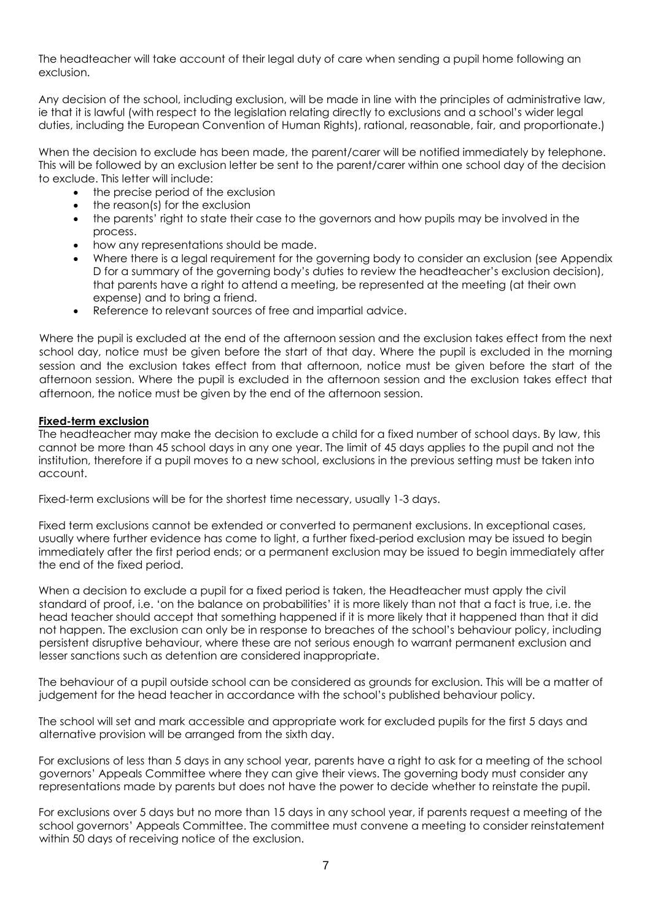The headteacher will take account of their legal duty of care when sending a pupil home following an exclusion.

Any decision of the school, including exclusion, will be made in line with the principles of administrative law, ie that it is lawful (with respect to the legislation relating directly to exclusions and a school's wider legal duties, including the European Convention of Human Rights), rational, reasonable, fair, and proportionate.)

When the decision to exclude has been made, the parent/carer will be notified immediately by telephone. This will be followed by an exclusion letter be sent to the parent/carer within one school day of the decision to exclude. This letter will include:

- the precise period of the exclusion
- the reason(s) for the exclusion
- the parents' right to state their case to the governors and how pupils may be involved in the process.
- how any representations should be made.
- Where there is a legal requirement for the governing body to consider an exclusion (see Appendix D for a summary of the governing body's duties to review the headteacher's exclusion decision), that parents have a right to attend a meeting, be represented at the meeting (at their own expense) and to bring a friend.
- Reference to relevant sources of free and impartial advice.

Where the pupil is excluded at the end of the afternoon session and the exclusion takes effect from the next school day, notice must be given before the start of that day. Where the pupil is excluded in the morning session and the exclusion takes effect from that afternoon, notice must be given before the start of the afternoon session. Where the pupil is excluded in the afternoon session and the exclusion takes effect that afternoon, the notice must be given by the end of the afternoon session.

**Fixed-term exclusion**

The headteacher may make the decision to exclude a child for a fixed number of school days. By law, this cannot be more than 45 school days in any one year. The limit of 45 days applies to the pupil and not the institution, therefore if a pupil moves to a new school, exclusions in the previous setting must be taken into account.

Fixed-term exclusions will be for the shortest time necessary, usually 1-3 days.

Fixed term exclusions cannot be extended or converted to permanent exclusions. In exceptional cases, usually where further evidence has come to light, a further fixed-period exclusion may be issued to begin immediately after the first period ends; or a permanent exclusion may be issued to begin immediately after the end of the fixed period.

When a decision to exclude a pupil for a fixed period is taken, the Headteacher must apply the civil standard of proof, i.e. 'on the balance on probabilities' it is more likely than not that a fact is true, i.e. the head teacher should accept that something happened if it is more likely that it happened than that it did not happen. The exclusion can only be in response to breaches of the school's behaviour policy, including persistent disruptive behaviour, where these are not serious enough to warrant permanent exclusion and lesser sanctions such as detention are considered inappropriate.

The behaviour of a pupil outside school can be considered as grounds for exclusion. This will be a matter of judgement for the head teacher in accordance with the school's published behaviour policy.

The school will set and mark accessible and appropriate work for excluded pupils for the first 5 days and alternative provision will be arranged from the sixth day.

For exclusions of less than 5 days in any school year, parents have a right to ask for a meeting of the school governors' Appeals Committee where they can give their views. The governing body must consider any representations made by parents but does not have the power to decide whether to reinstate the pupil.

For exclusions over 5 days but no more than 15 days in any school year, if parents request a meeting of the school governors' Appeals Committee. The committee must convene a meeting to consider reinstatement within 50 days of receiving notice of the exclusion.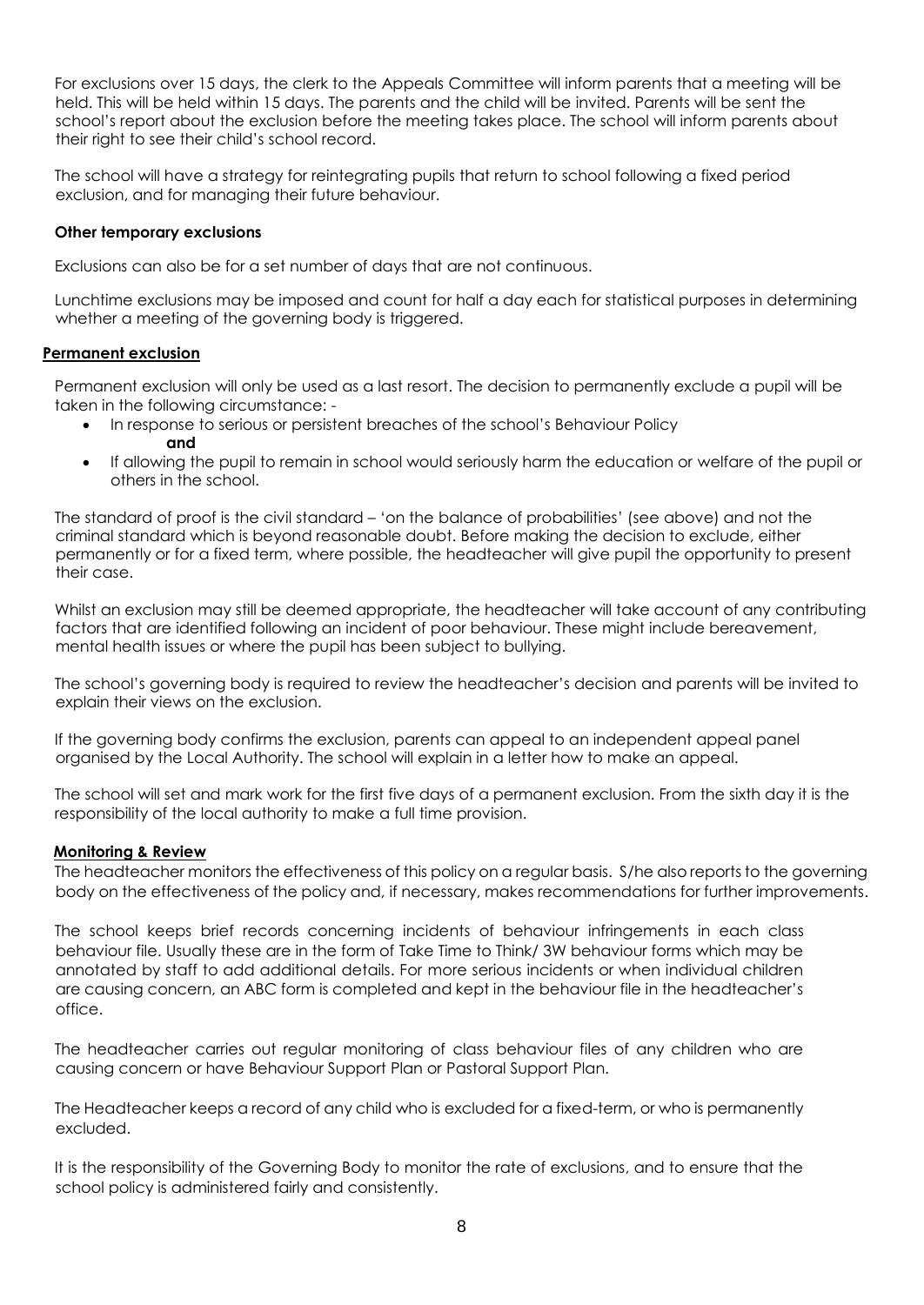For exclusions over 15 days, the clerk to the Appeals Committee will inform parents that a meeting will be held. This will be held within 15 days. The parents and the child will be invited. Parents will be sent the school's report about the exclusion before the meeting takes place. The school will inform parents about their right to see their child's school record.

The school will have a strategy for reintegrating pupils that return to school following a fixed period exclusion, and for managing their future behaviour.

**Other temporary exclusions**

Exclusions can also be for a set number of days that are not continuous.

Lunchtime exclusions may be imposed and count for half a day each for statistical purposes in determining whether a meeting of the governing body is triggered.

**Permanent exclusion**

Permanent exclusion will only be used as a last resort. The decision to permanently exclude a pupil will be taken in the following circumstance: -

- In response to serious or persistent breaches of the school's Behaviour Policy
  **and**
- If allowing the pupil to remain in school would seriously harm the education or welfare of the pupil or others in the school.

The standard of proof is the civil standard – 'on the balance of probabilities' (see above) and not the criminal standard which is beyond reasonable doubt. Before making the decision to exclude, either permanently or for a fixed term, where possible, the headteacher will give pupil the opportunity to present their case.

Whilst an exclusion may still be deemed appropriate, the headteacher will take account of any contributing factors that are identified following an incident of poor behaviour. These might include bereavement, mental health issues or where the pupil has been subject to bullying.

The school's governing body is required to review the headteacher's decision and parents will be invited to explain their views on the exclusion.

If the governing body confirms the exclusion, parents can appeal to an independent appeal panel organised by the Local Authority. The school will explain in a letter how to make an appeal.

The school will set and mark work for the first five days of a permanent exclusion. From the sixth day it is the responsibility of the local authority to make a full time provision.

**Monitoring & Review**

The headteacher monitors the effectiveness of this policy on a regular basis. S/he also reports to the governing body on the effectiveness of the policy and, if necessary, makes recommendations for further improvements.

The school keeps brief records concerning incidents of behaviour infringements in each class behaviour file. Usually these are in the form of Take Time to Think/ 3W behaviour forms which may be annotated by staff to add additional details. For more serious incidents or when individual children are causing concern, an ABC form is completed and kept in the behaviour file in the headteacher's office.

The headteacher carries out regular monitoring of class behaviour files of any children who are causing concern or have Behaviour Support Plan or Pastoral Support Plan.

The Headteacher keeps a record of any child who is excluded for a fixed-term, or who is permanently excluded.

It is the responsibility of the Governing Body to monitor the rate of exclusions, and to ensure that the school policy is administered fairly and consistently.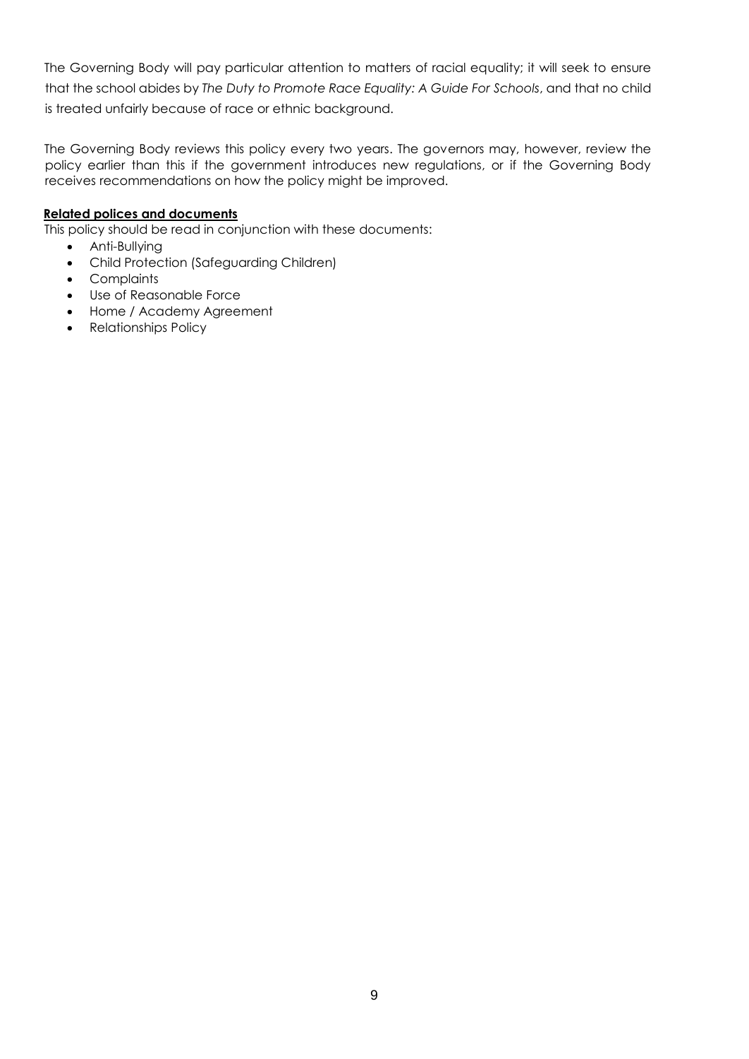The Governing Body will pay particular attention to matters of racial equality; it will seek to ensure that the school abides by *The Duty to Promote Race Equality: A Guide For Schools*, and that no child is treated unfairly because of race or ethnic background.

The Governing Body reviews this policy every two years. The governors may, however, review the policy earlier than this if the government introduces new regulations, or if the Governing Body receives recommendations on how the policy might be improved.

**Related polices and documents**

This policy should be read in conjunction with these documents:

- Anti-Bullying
- Child Protection (Safeguarding Children)
- Complaints
- Use of Reasonable Force
- Home / Academy Agreement
- Relationships Policy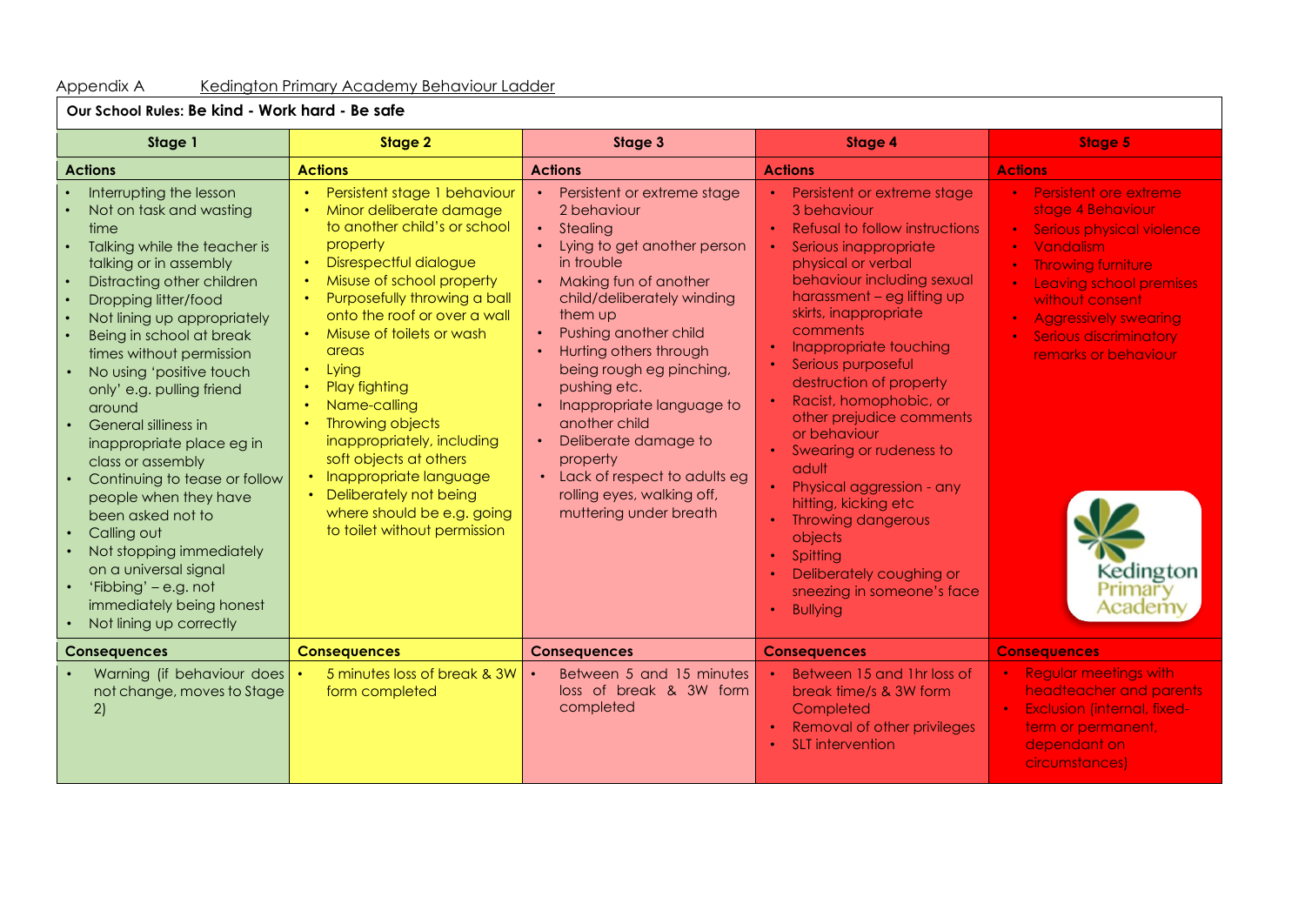Appendix A Kedington Primary Academy Behaviour Ladder

**Our School Rules: Be kind - Work hard - Be safe**

| Stage 1 | Stage 2 | Stage 3 | Stage 4 | Stage 5 |
|---|---|---|---|---|
| **Actions** | **Actions** | **Actions** | **Actions** | **Actions** |
| • Interrupting the lesson<br>• Not on task and wasting time<br>• Talking while the teacher is talking or in assembly<br>• Distracting other children<br>• Dropping litter/food<br>• Not lining up appropriately<br>• Being in school at break times without permission<br>• No using 'positive touch only' e.g. pulling friend around<br>• General silliness in inappropriate place eg in class or assembly<br>• Continuing to tease or follow people when they have been asked not to<br>• Calling out<br>• Not stopping immediately on a universal signal<br>• 'Fibbing' – e.g. not immediately being honest<br>• Not lining up correctly | • Persistent stage 1 behaviour<br>• Minor deliberate damage to another child's or school property<br>• Disrespectful dialogue<br>• Misuse of school property<br>• Purposefully throwing a ball onto the roof or over a wall<br>• Misuse of toilets or wash areas<br>• Lying<br>• Play fighting<br>• Name-calling<br>• Throwing objects inappropriately, including soft objects at others<br>• Inappropriate language<br>• Deliberately not being where should be e.g. going to toilet without permission | • Persistent or extreme stage 2 behaviour<br>• Stealing<br>• Lying to get another person in trouble<br>• Making fun of another child/deliberately winding them up<br>• Pushing another child<br>• Hurting others through being rough eg pinching, pushing etc.<br>• Inappropriate language to another child<br>• Deliberate damage to property<br>• Lack of respect to adults eg rolling eyes, walking off, muttering under breath | • Persistent or extreme stage 3 behaviour<br>• Refusal to follow instructions<br>• Serious inappropriate physical or verbal behaviour including sexual harassment – eg lifting up skirts, inappropriate comments<br>• Inappropriate touching<br>• Serious purposeful destruction of property<br>• Racist, homophobic, or other prejudice comments or behaviour<br>• Swearing or rudeness to adult<br>• Physical aggression - any hitting, kicking etc<br>• Throwing dangerous objects<br>• Spitting<br>• Deliberately coughing or sneezing in someone's face<br>• Bullying | • Persistent ore extreme stage 4 Behaviour<br>• Serious physical violence<br>• Vandalism<br>• Throwing furniture<br>• Leaving school premises without consent<br>• Aggressively swearing<br>• Serious discriminatory remarks or behaviour<br><br>Kedington Primary Academy |
| **Consequences** | **Consequences** | **Consequences** | **Consequences** | **Consequences** |
| • Warning (if behaviour does not change, moves to Stage 2) | • 5 minutes loss of break & 3W form completed | • Between 5 and 15 minutes loss of break & 3W form completed | • Between 15 and 1hr loss of break time/s & 3W form Completed<br>• Removal of other privileges<br>• SLT intervention | • Regular meetings with headteacher and parents<br>• Exclusion (internal, fixed-term or permanent, dependant on circumstances) |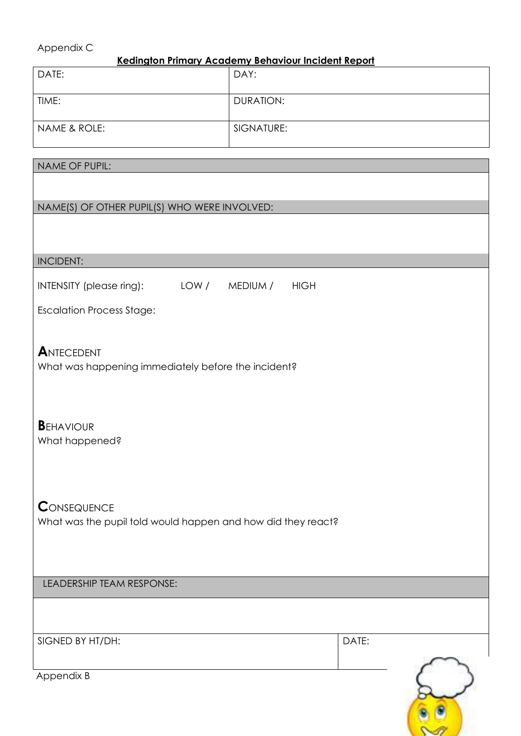Appendix C

**Kedington Primary Academy Behaviour Incident Report**

| DATE: | DAY: |
|---|---|
| TIME: | DURATION: |
| NAME & ROLE: | SIGNATURE: |

NAME OF PUPIL:

NAME(S) OF OTHER PUPIL(S) WHO WERE INVOLVED:

INCIDENT:

INTENSITY (please ring): LOW / MEDIUM / HIGH

Escalation Process Stage:

**A**NTECEDENT
What was happening immediately before the incident?

**B**EHAVIOUR
What happened?

**C**ONSEQUENCE
What was the pupil told would happen and how did they react?

LEADERSHIP TEAM RESPONSE:

| SIGNED BY HT/DH: | DATE: |
|---|---|

Appendix B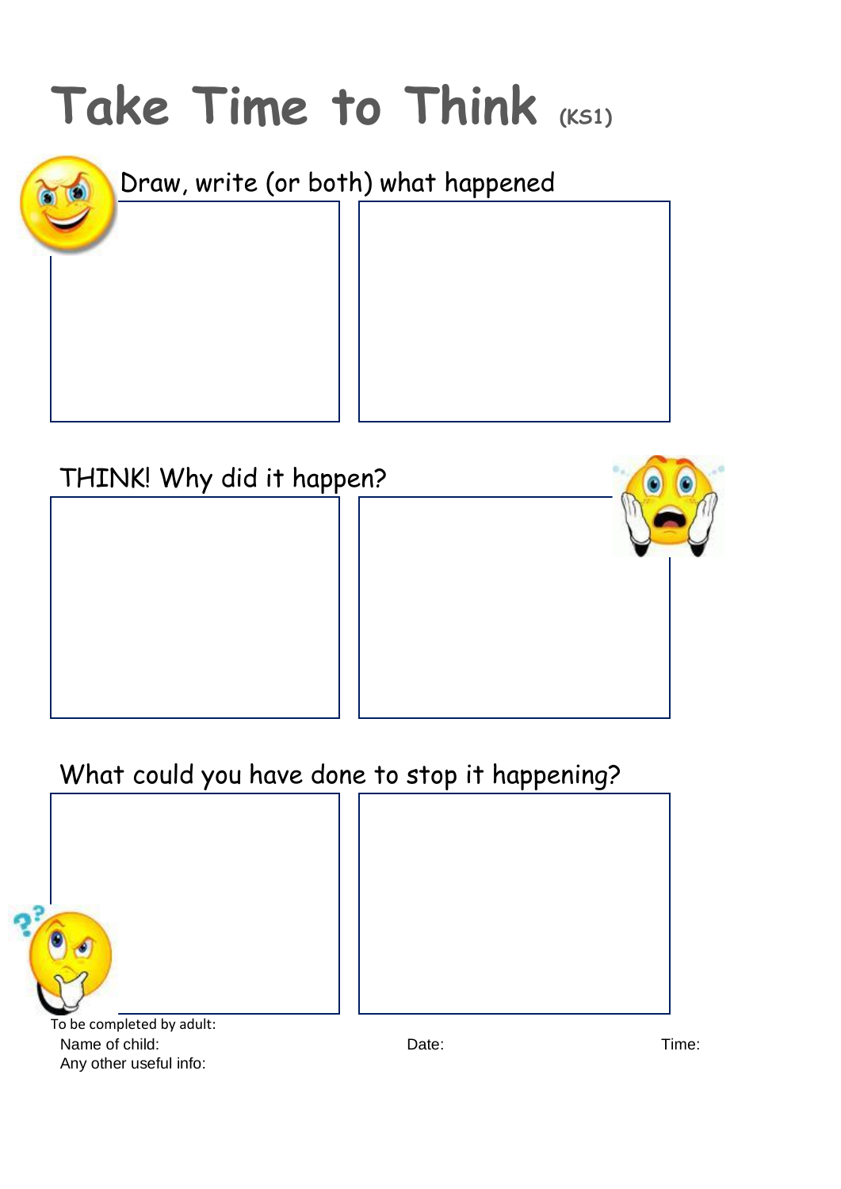# Take Time to Think (KS1)

Draw, write (or both) what happened

THINK! Why did it happen?

What could you have done to stop it happening?

To be completed by adult:

Name of child: Date: Time:

Any other useful info: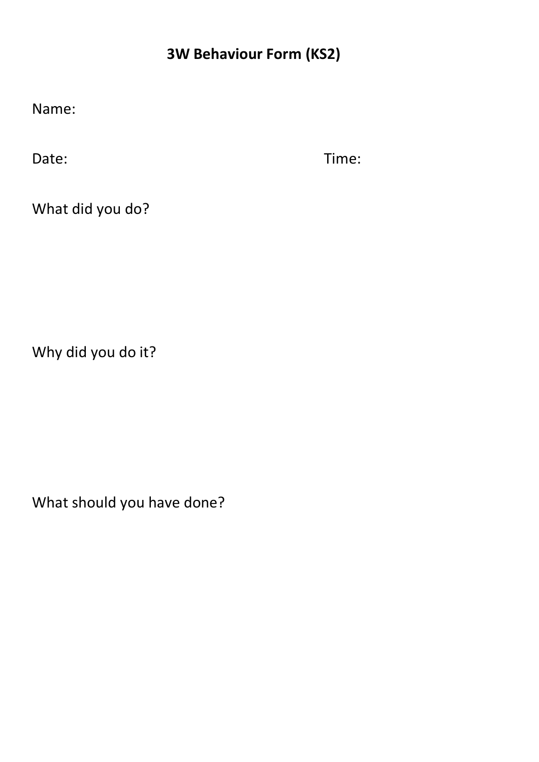# 3W Behaviour Form (KS2)

Name:

Date: Time:

What did you do?

Why did you do it?

What should you have done?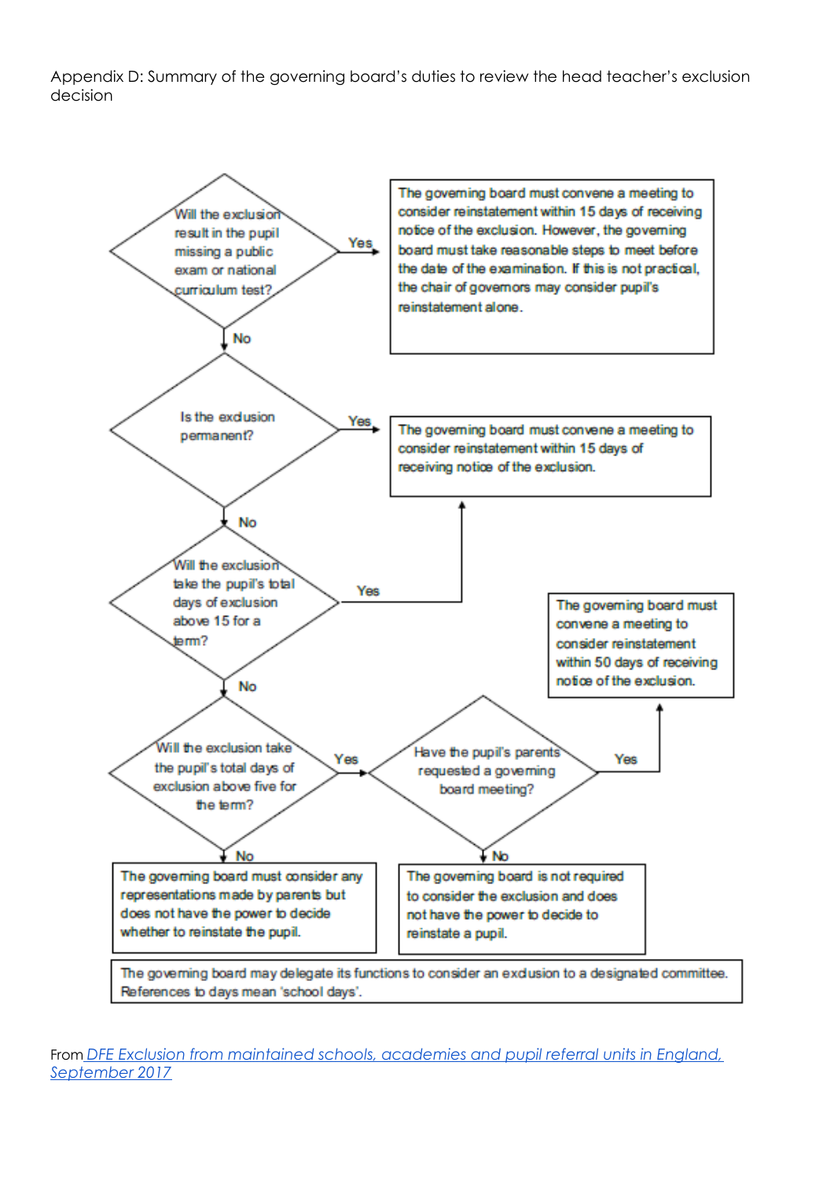Appendix D: Summary of the governing board's duties to review the head teacher's exclusion decision

Will the exclusion result in the pupil missing a public exam or national curriculum test?

Yes

The governing board must convene a meeting to consider reinstatement within 15 days of receiving notice of the exclusion. However, the governing board must take reasonable steps to meet before the date of the examination. If this is not practical, the chair of governors may consider pupil's reinstatement alone.

No

Is the exclusion permanent?

Yes

The governing board must convene a meeting to consider reinstatement within 15 days of receiving notice of the exclusion.

No

Will the exclusion take the pupil's total days of exclusion above 15 for a term?

Yes

No

Will the exclusion take the pupil's total days of exclusion above five for the term?

Yes

Have the pupil's parents requested a governing board meeting?

Yes

The governing board must convene a meeting to consider reinstatement within 50 days of receiving notice of the exclusion.

No

The governing board is not required to consider the exclusion and does not have the power to decide to reinstate a pupil.

No

The governing board must consider any representations made by parents but does not have the power to decide whether to reinstate the pupil.

The governing board may delegate its functions to consider an exclusion to a designated committee. References to days mean 'school days'.

From [DFE Exclusion from maintained schools, academies and pupil referral units in England, September 2017]